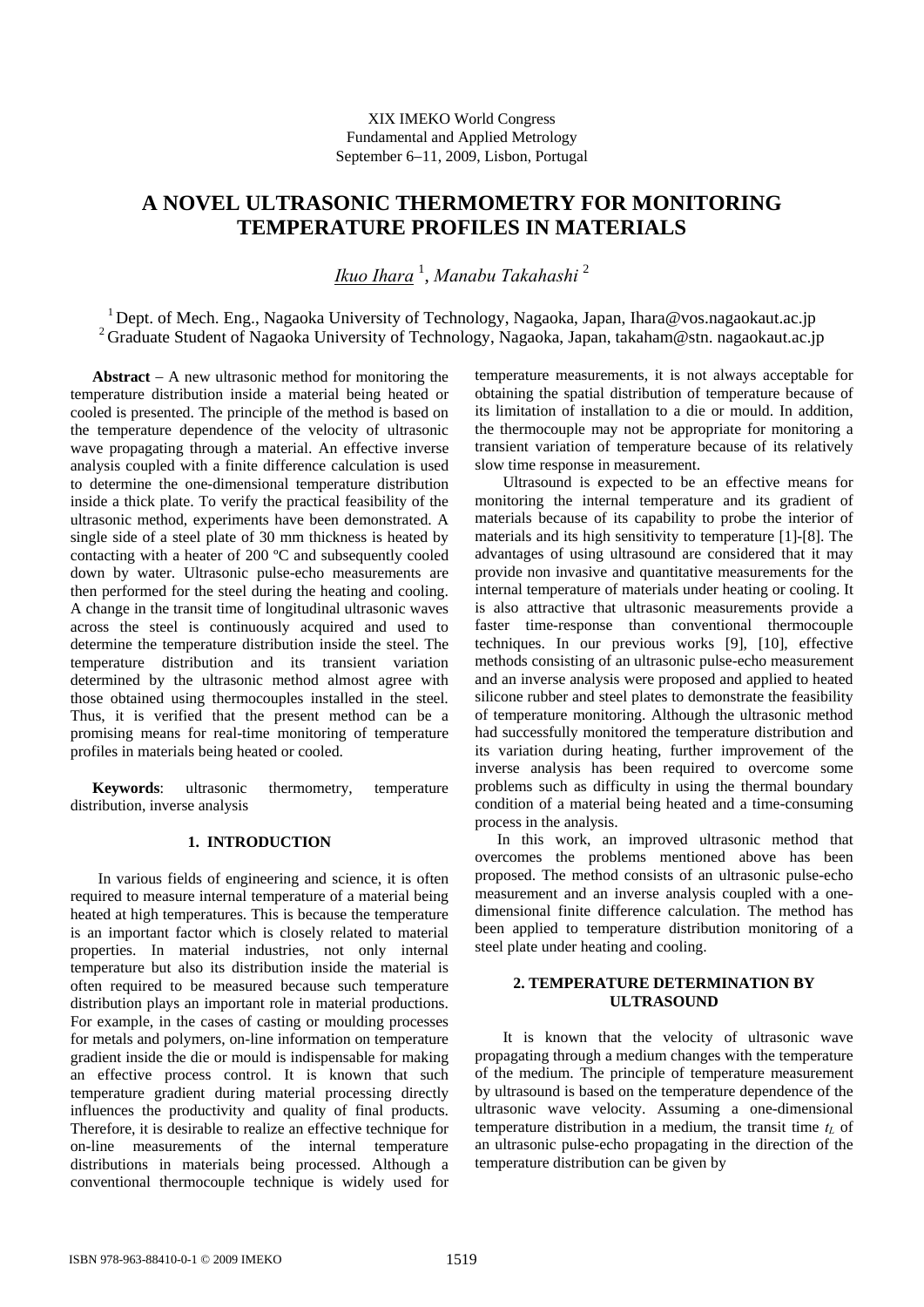XIX IMEKO World Congress
Fundamental and Applied Metrology
September 6–11, 2009, Lisbon, Portugal

# A NOVEL ULTRASONIC THERMOMETRY FOR MONITORING TEMPERATURE PROFILES IN MATERIALS

*Ikuo Ihara* [1], *Manabu Takahashi* [2]

[1] Dept. of Mech. Eng., Nagaoka University of Technology, Nagaoka, Japan, Ihara@vos.nagaokaut.ac.jp
[2] Graduate Student of Nagaoka University of Technology, Nagaoka, Japan, takaham@stn. nagaokaut.ac.jp

**Abstract** – A new ultrasonic method for monitoring the temperature distribution inside a material being heated or cooled is presented. The principle of the method is based on the temperature dependence of the velocity of ultrasonic wave propagating through a material. An effective inverse analysis coupled with a finite difference calculation is used to determine the one-dimensional temperature distribution inside a thick plate. To verify the practical feasibility of the ultrasonic method, experiments have been demonstrated. A single side of a steel plate of 30 mm thickness is heated by contacting with a heater of 200 ºC and subsequently cooled down by water. Ultrasonic pulse-echo measurements are then performed for the steel during the heating and cooling. A change in the transit time of longitudinal ultrasonic waves across the steel is continuously acquired and used to determine the temperature distribution inside the steel. The temperature distribution and its transient variation determined by the ultrasonic method almost agree with those obtained using thermocouples installed in the steel. Thus, it is verified that the present method can be a promising means for real-time monitoring of temperature profiles in materials being heated or cooled.

**Keywords**: ultrasonic thermometry, temperature distribution, inverse analysis

## 1. INTRODUCTION

In various fields of engineering and science, it is often required to measure internal temperature of a material being heated at high temperatures. This is because the temperature is an important factor which is closely related to material properties. In material industries, not only internal temperature but also its distribution inside the material is often required to be measured because such temperature distribution plays an important role in material productions. For example, in the cases of casting or moulding processes for metals and polymers, on-line information on temperature gradient inside the die or mould is indispensable for making an effective process control. It is known that such temperature gradient during material processing directly influences the productivity and quality of final products. Therefore, it is desirable to realize an effective technique for on-line measurements of the internal temperature distributions in materials being processed. Although a conventional thermocouple technique is widely used for temperature measurements, it is not always acceptable for obtaining the spatial distribution of temperature because of its limitation of installation to a die or mould. In addition, the thermocouple may not be appropriate for monitoring a transient variation of temperature because of its relatively slow time response in measurement.

Ultrasound is expected to be an effective means for monitoring the internal temperature and its gradient of materials because of its capability to probe the interior of materials and its high sensitivity to temperature [1]-[8]. The advantages of using ultrasound are considered that it may provide non invasive and quantitative measurements for the internal temperature of materials under heating or cooling. It is also attractive that ultrasonic measurements provide a faster time-response than conventional thermocouple techniques. In our previous works [9], [10], effective methods consisting of an ultrasonic pulse-echo measurement and an inverse analysis were proposed and applied to heated silicone rubber and steel plates to demonstrate the feasibility of temperature monitoring. Although the ultrasonic method had successfully monitored the temperature distribution and its variation during heating, further improvement of the inverse analysis has been required to overcome some problems such as difficulty in using the thermal boundary condition of a material being heated and a time-consuming process in the analysis.

In this work, an improved ultrasonic method that overcomes the problems mentioned above has been proposed. The method consists of an ultrasonic pulse-echo measurement and an inverse analysis coupled with a one-dimensional finite difference calculation. The method has been applied to temperature distribution monitoring of a steel plate under heating and cooling.

## 2. TEMPERATURE DETERMINATION BY ULTRASOUND

It is known that the velocity of ultrasonic wave propagating through a medium changes with the temperature of the medium. The principle of temperature measurement by ultrasound is based on the temperature dependence of the ultrasonic wave velocity. Assuming a one-dimensional temperature distribution in a medium, the transit time $t_L$ of an ultrasonic pulse-echo propagating in the direction of the temperature distribution can be given by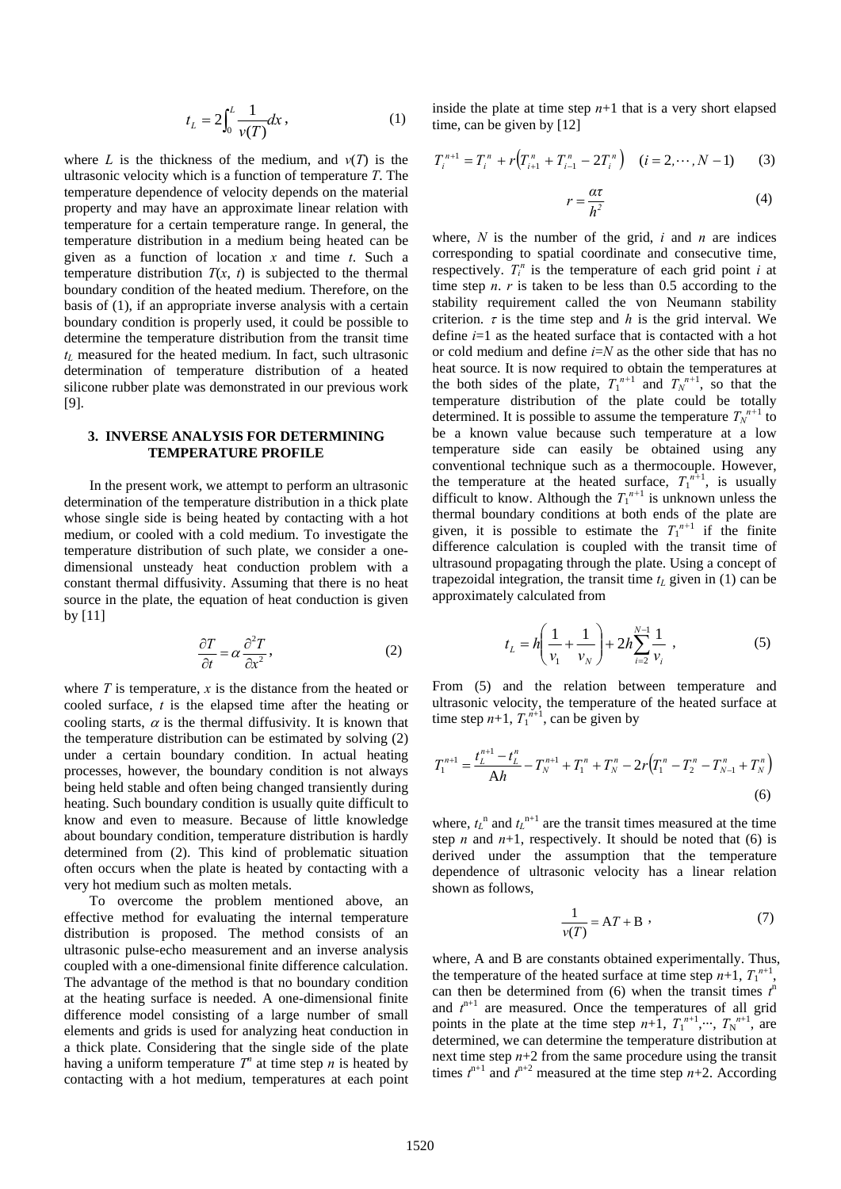$$t_L = 2\int_0^L \frac{1}{v(T)}dx\,, \tag{1}$$

where $L$ is the thickness of the medium, and $v(T)$ is the ultrasonic velocity which is a function of temperature $T$. The temperature dependence of velocity depends on the material property and may have an approximate linear relation with temperature for a certain temperature range. In general, the temperature distribution in a medium being heated can be given as a function of location $x$ and time $t$. Such a temperature distribution $T(x, t)$ is subjected to the thermal boundary condition of the heated medium. Therefore, on the basis of (1), if an appropriate inverse analysis with a certain boundary condition is properly used, it could be possible to determine the temperature distribution from the transit time $t_L$ measured for the heated medium. In fact, such ultrasonic determination of temperature distribution of a heated silicone rubber plate was demonstrated in our previous work [9].

## 3. INVERSE ANALYSIS FOR DETERMINING TEMPERATURE PROFILE

In the present work, we attempt to perform an ultrasonic determination of the temperature distribution in a thick plate whose single side is being heated by contacting with a hot medium, or cooled with a cold medium. To investigate the temperature distribution of such plate, we consider a one-dimensional unsteady heat conduction problem with a constant thermal diffusivity. Assuming that there is no heat source in the plate, the equation of heat conduction is given by [11]

$$\frac{\partial T}{\partial t} = \alpha \frac{\partial^2 T}{\partial x^2}\,, \tag{2}$$

where $T$ is temperature, $x$ is the distance from the heated or cooled surface, $t$ is the elapsed time after the heating or cooling starts, $\alpha$ is the thermal diffusivity. It is known that the temperature distribution can be estimated by solving (2) under a certain boundary condition. In actual heating processes, however, the boundary condition is not always being held stable and often being changed transiently during heating. Such boundary condition is usually quite difficult to know and even to measure. Because of little knowledge about boundary condition, temperature distribution is hardly determined from (2). This kind of problematic situation often occurs when the plate is heated by contacting with a very hot medium such as molten metals.

To overcome the problem mentioned above, an effective method for evaluating the internal temperature distribution is proposed. The method consists of an ultrasonic pulse-echo measurement and an inverse analysis coupled with a one-dimensional finite difference calculation. The advantage of the method is that no boundary condition at the heating surface is needed. A one-dimensional finite difference model consisting of a large number of small elements and grids is used for analyzing heat conduction in a thick plate. Considering that the single side of the plate having a uniform temperature $T^n$ at time step $n$ is heated by contacting with a hot medium, temperatures at each point inside the plate at time step $n$+1 that is a very short elapsed time, can be given by [12]

$$T_i^{\,n+1} = T_i^{\,n} + r\left(T_{i+1}^{\,n} + T_{i-1}^{\,n} - 2T_i^{\,n}\right) \quad (i = 2,\cdots,N-1) \tag{3}$$

$$r = \frac{\alpha\tau}{h^2} \tag{4}$$

where, $N$ is the number of the grid, $i$ and $n$ are indices corresponding to spatial coordinate and consecutive time, respectively. $T_i^n$ is the temperature of each grid point $i$ at time step $n$. $r$ is taken to be less than 0.5 according to the stability requirement called the von Neumann stability criterion. $\tau$ is the time step and $h$ is the grid interval. We define $i$=1 as the heated surface that is contacted with a hot or cold medium and define $i$=$N$ as the other side that has no heat source. It is now required to obtain the temperatures at the both sides of the plate, $T_1^{\,n+1}$ and $T_N^{\,n+1}$, so that the temperature distribution of the plate could be totally determined. It is possible to assume the temperature $T_N^{\,n+1}$ to be a known value because such temperature at a low temperature side can easily be obtained using any conventional technique such as a thermocouple. However, the temperature at the heated surface, $T_1^{\,n+1}$, is usually difficult to know. Although the $T_1^{\,n+1}$ is unknown unless the thermal boundary conditions at both ends of the plate are given, it is possible to estimate the $T_1^{\,n+1}$ if the finite difference calculation is coupled with the transit time of ultrasound propagating through the plate. Using a concept of trapezoidal integration, the transit time $t_L$ given in (1) can be approximately calculated from

$$t_L = h\left(\frac{1}{v_1} + \frac{1}{v_N}\right) + 2h\sum_{i=2}^{N-1}\frac{1}{v_i}\,, \tag{5}$$

From (5) and the relation between temperature and ultrasonic velocity, the temperature of the heated surface at time step $n$+1, $T_1^{\,n+1}$, can be given by

$$T_1^{\,n+1} = \frac{t_L^{\,n+1} - t_L^{\,n}}{\mathrm{A}h} - T_N^{\,n+1} + T_1^{\,n} + T_N^{\,n} - 2r\left(T_1^{\,n} - T_2^{\,n} - T_{N-1}^{\,n} + T_N^{\,n}\right) \tag{6}$$

where, $t_L^{\,n}$ and $t_L^{\,n+1}$ are the transit times measured at the time step $n$ and $n$+1, respectively. It should be noted that (6) is derived under the assumption that the temperature dependence of ultrasonic velocity has a linear relation shown as follows,

$$\frac{1}{v(T)} = \mathrm{A}T + \mathrm{B}\,, \tag{7}$$

where, A and B are constants obtained experimentally. Thus, the temperature of the heated surface at time step $n$+1, $T_1^{\,n+1}$, can then be determined from (6) when the transit times $t^n$ and $t^{n+1}$ are measured. Once the temperatures of all grid points in the plate at the time step $n$+1, $T_1^{\,n+1},\cdots,T_N^{\,n+1}$, are determined, we can determine the temperature distribution at next time step $n$+2 from the same procedure using the transit times $t^{n+1}$ and $t^{n+2}$ measured at the time step $n$+2. According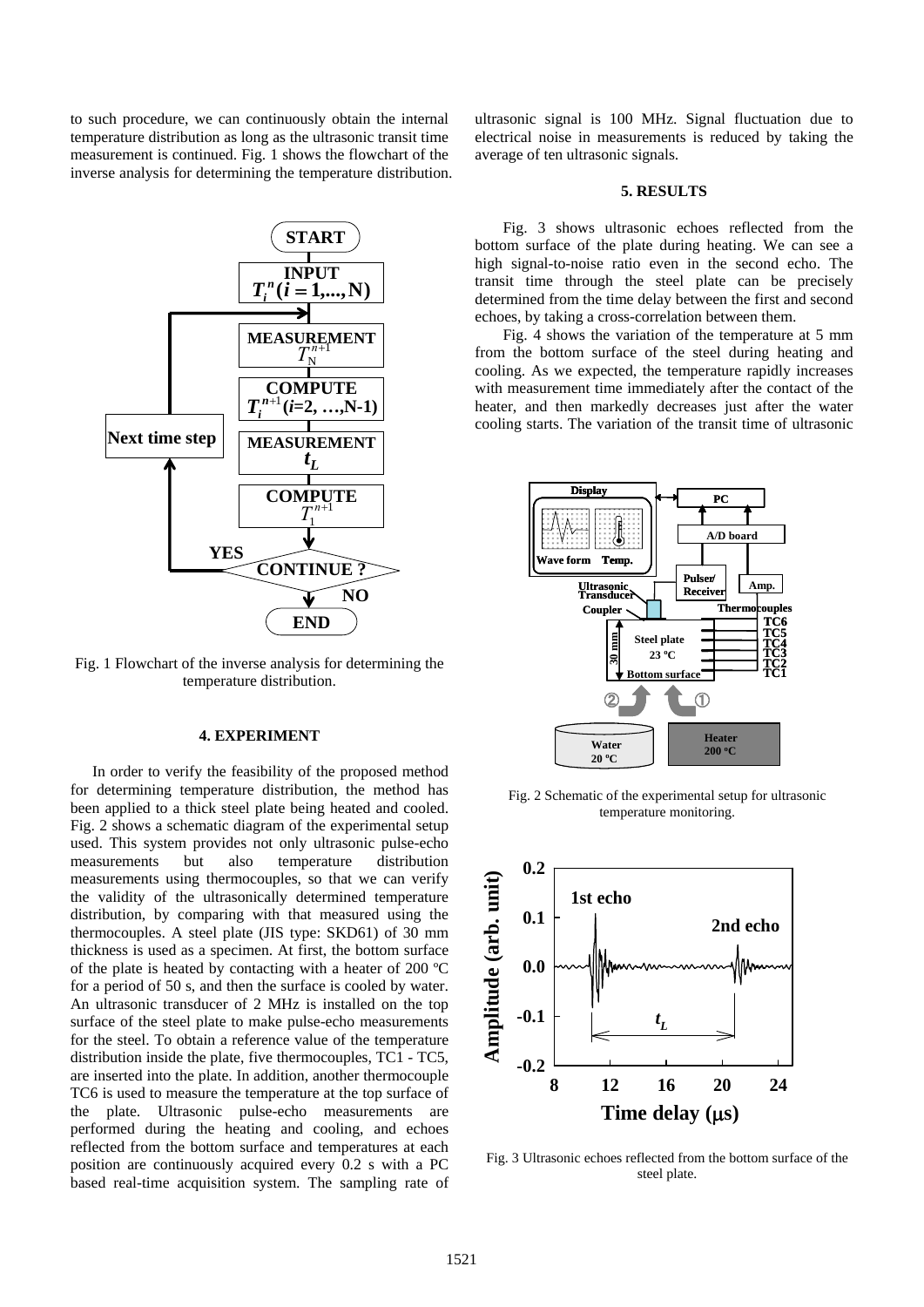to such procedure, we can continuously obtain the internal temperature distribution as long as the ultrasonic transit time measurement is continued. Fig. 1 shows the flowchart of the inverse analysis for determining the temperature distribution.

Fig. 1 Flowchart of the inverse analysis for determining the temperature distribution.

## 4. EXPERIMENT

In order to verify the feasibility of the proposed method for determining temperature distribution, the method has been applied to a thick steel plate being heated and cooled. Fig. 2 shows a schematic diagram of the experimental setup used. This system provides not only ultrasonic pulse-echo measurements but also temperature distribution measurements using thermocouples, so that we can verify the validity of the ultrasonically determined temperature distribution, by comparing with that measured using the thermocouples. A steel plate (JIS type: SKD61) of 30 mm thickness is used as a specimen. At first, the bottom surface of the plate is heated by contacting with a heater of 200 ºC for a period of 50 s, and then the surface is cooled by water. An ultrasonic transducer of 2 MHz is installed on the top surface of the steel plate to make pulse-echo measurements for the steel. To obtain a reference value of the temperature distribution inside the plate, five thermocouples, TC1 - TC5, are inserted into the plate. In addition, another thermocouple TC6 is used to measure the temperature at the top surface of the plate. Ultrasonic pulse-echo measurements are performed during the heating and cooling, and echoes reflected from the bottom surface and temperatures at each position are continuously acquired every 0.2 s with a PC based real-time acquisition system. The sampling rate of ultrasonic signal is 100 MHz. Signal fluctuation due to electrical noise in measurements is reduced by taking the average of ten ultrasonic signals.

## 5. RESULTS

Fig. 3 shows ultrasonic echoes reflected from the bottom surface of the plate during heating. We can see a high signal-to-noise ratio even in the second echo. The transit time through the steel plate can be precisely determined from the time delay between the first and second echoes, by taking a cross-correlation between them.

Fig. 4 shows the variation of the temperature at 5 mm from the bottom surface of the steel during heating and cooling. As we expected, the temperature rapidly increases with measurement time immediately after the contact of the heater, and then markedly decreases just after the water cooling starts. The variation of the transit time of ultrasonic

Fig. 2 Schematic of the experimental setup for ultrasonic temperature monitoring.

Fig. 3 Ultrasonic echoes reflected from the bottom surface of the steel plate.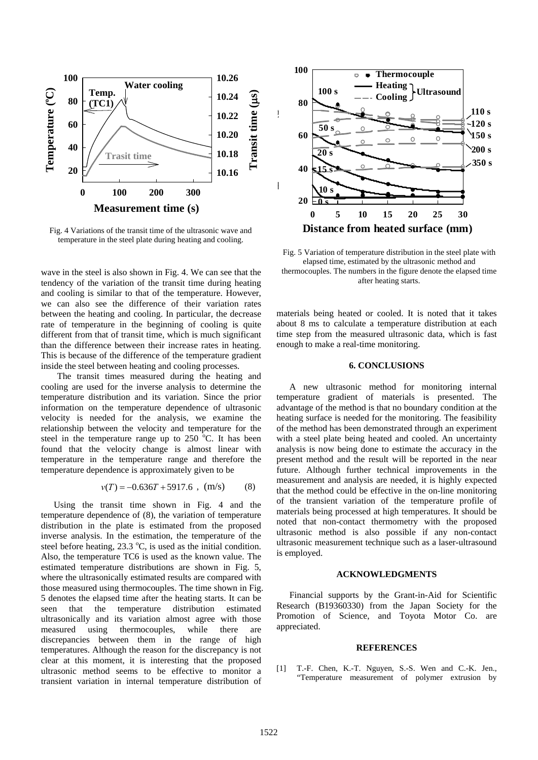Fig. 4 Variations of the transit time of the ultrasonic wave and temperature in the steel plate during heating and cooling.

Fig. 5 Variation of temperature distribution in the steel plate with elapsed time, estimated by the ultrasonic method and thermocouples. The numbers in the figure denote the elapsed time after heating starts.

wave in the steel is also shown in Fig. 4. We can see that the tendency of the variation of the transit time during heating and cooling is similar to that of the temperature. However, we can also see the difference of their variation rates between the heating and cooling. In particular, the decrease rate of temperature in the beginning of cooling is quite different from that of transit time, which is much significant than the difference between their increase rates in heating. This is because of the difference of the temperature gradient inside the steel between heating and cooling processes.

The transit times measured during the heating and cooling are used for the inverse analysis to determine the temperature distribution and its variation. Since the prior information on the temperature dependence of ultrasonic velocity is needed for the analysis, we examine the relationship between the velocity and temperature for the steel in the temperature range up to 250 °C. It has been found that the velocity change is almost linear with temperature in the temperature range and therefore the temperature dependence is approximately given to be

$$v(T) = -0.636T + 5917.6 \ , \ \text{(m/s)} \qquad (8)$$

Using the transit time shown in Fig. 4 and the temperature dependence of (8), the variation of temperature distribution in the plate is estimated from the proposed inverse analysis. In the estimation, the temperature of the steel before heating, 23.3 °C, is used as the initial condition. Also, the temperature TC6 is used as the known value. The estimated temperature distributions are shown in Fig. 5, where the ultrasonically estimated results are compared with those measured using thermocouples. The time shown in Fig. 5 denotes the elapsed time after the heating starts. It can be seen that the temperature distribution estimated ultrasonically and its variation almost agree with those measured using thermocouples, while there are discrepancies between them in the range of high temperatures. Although the reason for the discrepancy is not clear at this moment, it is interesting that the proposed ultrasonic method seems to be effective to monitor a transient variation in internal temperature distribution of materials being heated or cooled. It is noted that it takes about 8 ms to calculate a temperature distribution at each time step from the measured ultrasonic data, which is fast enough to make a real-time monitoring.

## 6. CONCLUSIONS

A new ultrasonic method for monitoring internal temperature gradient of materials is presented. The advantage of the method is that no boundary condition at the heating surface is needed for the monitoring. The feasibility of the method has been demonstrated through an experiment with a steel plate being heated and cooled. An uncertainty analysis is now being done to estimate the accuracy in the present method and the result will be reported in the near future. Although further technical improvements in the measurement and analysis are needed, it is highly expected that the method could be effective in the on-line monitoring of the transient variation of the temperature profile of materials being processed at high temperatures. It should be noted that non-contact thermometry with the proposed ultrasonic method is also possible if any non-contact ultrasonic measurement technique such as a laser-ultrasound is employed.

## ACKNOWLEDGMENTS

Financial supports by the Grant-in-Aid for Scientific Research (B19360330) from the Japan Society for the Promotion of Science, and Toyota Motor Co. are appreciated.

## REFERENCES

[1] T.-F. Chen, K.-T. Nguyen, S.-S. Wen and C.-K. Jen., "Temperature measurement of polymer extrusion by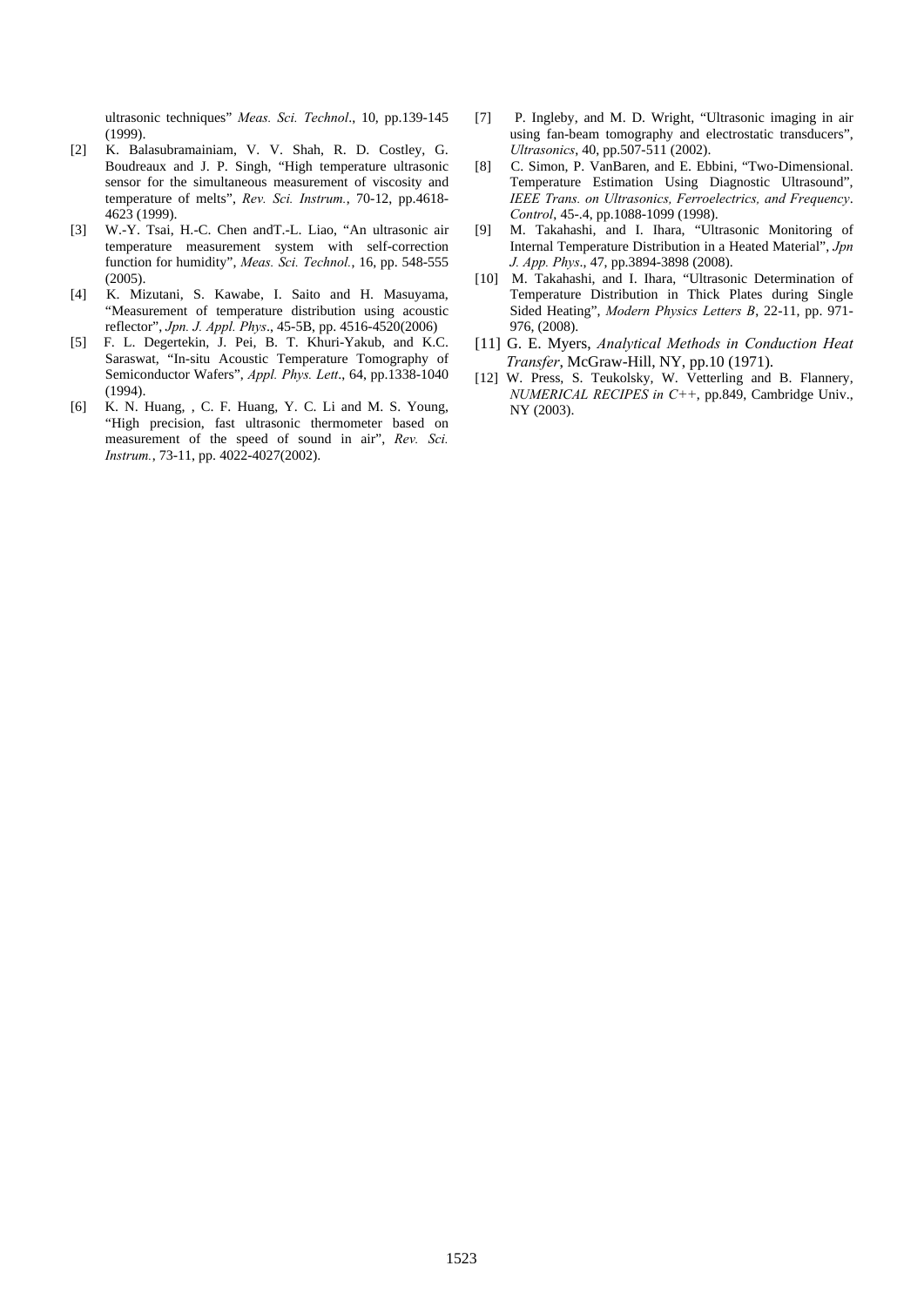ultrasonic techniques" *Meas. Sci. Technol*., 10, pp.139-145 (1999).

[2] K. Balasubramainiam, V. V. Shah, R. D. Costley, G. Boudreaux and J. P. Singh, "High temperature ultrasonic sensor for the simultaneous measurement of viscosity and temperature of melts", *Rev. Sci. Instrum.*, 70-12, pp.4618-4623 (1999).

[3] W.-Y. Tsai, H.-C. Chen andT.-L. Liao, "An ultrasonic air temperature measurement system with self-correction function for humidity", *Meas. Sci. Technol.*, 16, pp. 548-555 (2005).

[4] K. Mizutani, S. Kawabe, I. Saito and H. Masuyama, "Measurement of temperature distribution using acoustic reflector", *Jpn. J. Appl. Phys*., 45-5B, pp. 4516-4520(2006)

[5] F. L. Degertekin, J. Pei, B. T. Khuri-Yakub, and K.C. Saraswat, "In-situ Acoustic Temperature Tomography of Semiconductor Wafers", *Appl. Phys. Lett*., 64, pp.1338-1040 (1994).

[6] K. N. Huang, , C. F. Huang, Y. C. Li and M. S. Young, "High precision, fast ultrasonic thermometer based on measurement of the speed of sound in air", *Rev. Sci. Instrum.*, 73-11, pp. 4022-4027(2002).

[7] P. Ingleby, and M. D. Wright, "Ultrasonic imaging in air using fan-beam tomography and electrostatic transducers", *Ultrasonics*, 40, pp.507-511 (2002).

[8] C. Simon, P. VanBaren, and E. Ebbini, "Two-Dimensional. Temperature Estimation Using Diagnostic Ultrasound", *IEEE Trans. on Ultrasonics, Ferroelectrics, and Frequency. Control*, 45-.4, pp.1088-1099 (1998).

[9] M. Takahashi, and I. Ihara, "Ultrasonic Monitoring of Internal Temperature Distribution in a Heated Material", *Jpn J. App. Phys*., 47, pp.3894-3898 (2008).

[10] M. Takahashi, and I. Ihara, "Ultrasonic Determination of Temperature Distribution in Thick Plates during Single Sided Heating", *Modern Physics Letters B*, 22-11, pp. 971-976, (2008).

[11] G. E. Myers, *Analytical Methods in Conduction Heat Transfer*, McGraw-Hill, NY, pp.10 (1971).

[12] W. Press, S. Teukolsky, W. Vetterling and B. Flannery, *NUMERICAL RECIPES in C++*, pp.849, Cambridge Univ., NY (2003).